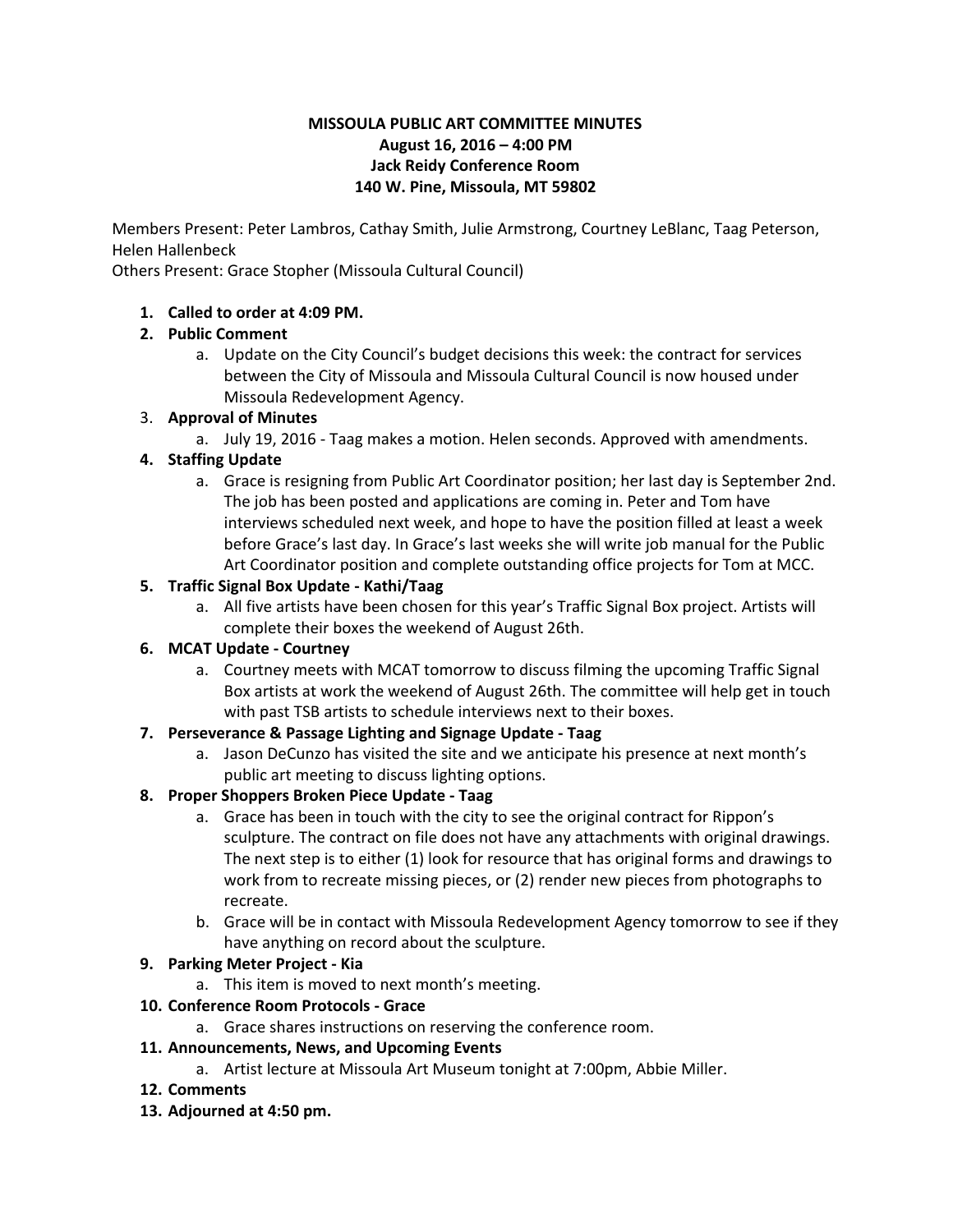**MISSOULA PUBLIC ART COMMITTEE MINUTES**
**August 16, 2016 – 4:00 PM**
**Jack Reidy Conference Room**
**140 W. Pine, Missoula, MT 59802**

Members Present: Peter Lambros, Cathay Smith, Julie Armstrong, Courtney LeBlanc, Taag Peterson, Helen Hallenbeck
Others Present: Grace Stopher (Missoula Cultural Council)

1. **Called to order at 4:09 PM.**
2. **Public Comment**
   a. Update on the City Council's budget decisions this week: the contract for services between the City of Missoula and Missoula Cultural Council is now housed under Missoula Redevelopment Agency.
3. **Approval of Minutes**
   a. July 19, 2016 - Taag makes a motion. Helen seconds. Approved with amendments.
4. **Staffing Update**
   a. Grace is resigning from Public Art Coordinator position; her last day is September 2nd. The job has been posted and applications are coming in. Peter and Tom have interviews scheduled next week, and hope to have the position filled at least a week before Grace's last day. In Grace's last weeks she will write job manual for the Public Art Coordinator position and complete outstanding office projects for Tom at MCC.
5. **Traffic Signal Box Update - Kathi/Taag**
   a. All five artists have been chosen for this year's Traffic Signal Box project. Artists will complete their boxes the weekend of August 26th.
6. **MCAT Update - Courtney**
   a. Courtney meets with MCAT tomorrow to discuss filming the upcoming Traffic Signal Box artists at work the weekend of August 26th. The committee will help get in touch with past TSB artists to schedule interviews next to their boxes.
7. **Perseverance & Passage Lighting and Signage Update - Taag**
   a. Jason DeCunzo has visited the site and we anticipate his presence at next month's public art meeting to discuss lighting options.
8. **Proper Shoppers Broken Piece Update - Taag**
   a. Grace has been in touch with the city to see the original contract for Rippon's sculpture. The contract on file does not have any attachments with original drawings. The next step is to either (1) look for resource that has original forms and drawings to work from to recreate missing pieces, or (2) render new pieces from photographs to recreate.
   b. Grace will be in contact with Missoula Redevelopment Agency tomorrow to see if they have anything on record about the sculpture.
9. **Parking Meter Project - Kia**
   a. This item is moved to next month's meeting.
10. **Conference Room Protocols - Grace**
    a. Grace shares instructions on reserving the conference room.
11. **Announcements, News, and Upcoming Events**
    a. Artist lecture at Missoula Art Museum tonight at 7:00pm, Abbie Miller.
12. **Comments**
13. **Adjourned at 4:50 pm.**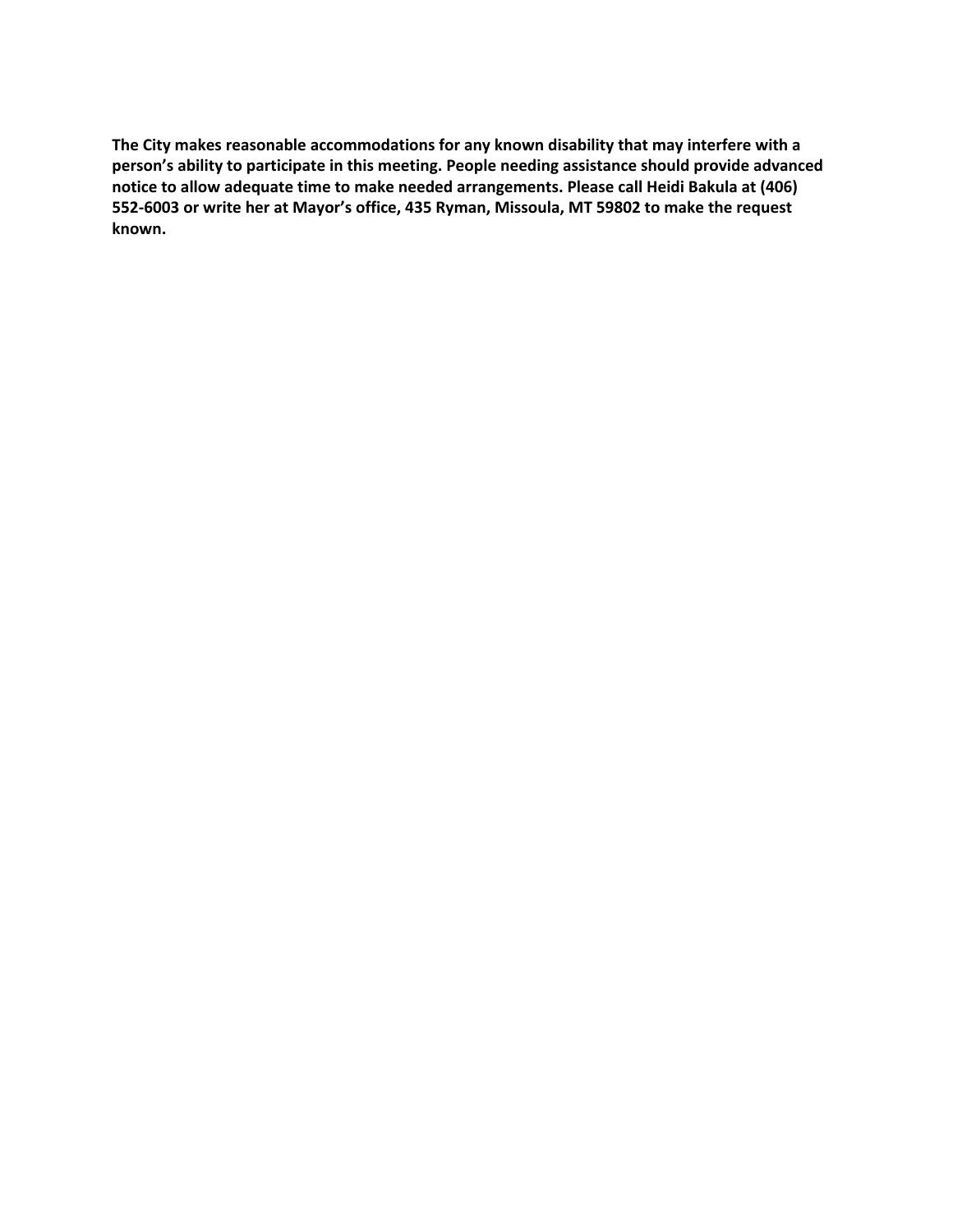**The City makes reasonable accommodations for any known disability that may interfere with a person's ability to participate in this meeting. People needing assistance should provide advanced notice to allow adequate time to make needed arrangements. Please call Heidi Bakula at (406) 552-6003 or write her at Mayor's office, 435 Ryman, Missoula, MT 59802 to make the request known.**